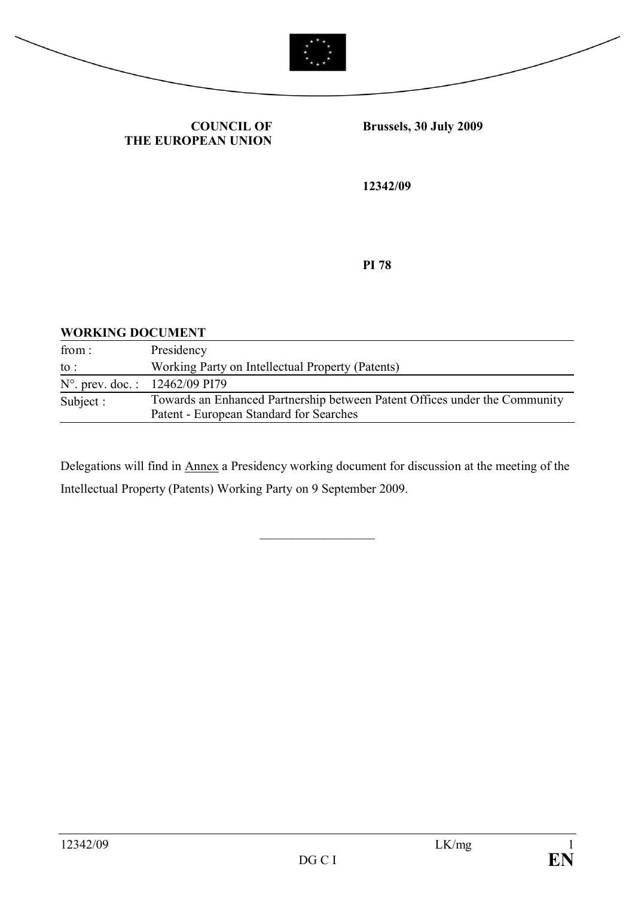**COUNCIL OF THE EUROPEAN UNION**

**Brussels, 30 July 2009**

**12342/09**

**PI 78**

**WORKING DOCUMENT**

| | |
|---|---|
| from : | Presidency |
| to : | Working Party on Intellectual Property (Patents) |
| N°. prev. doc. : | 12462/09 PI79 |
| Subject : | Towards an Enhanced Partnership between Patent Offices under the Community Patent - European Standard for Searches |

Delegations will find in Annex a Presidency working document for discussion at the meeting of the Intellectual Property (Patents) Working Party on 9 September 2009.

---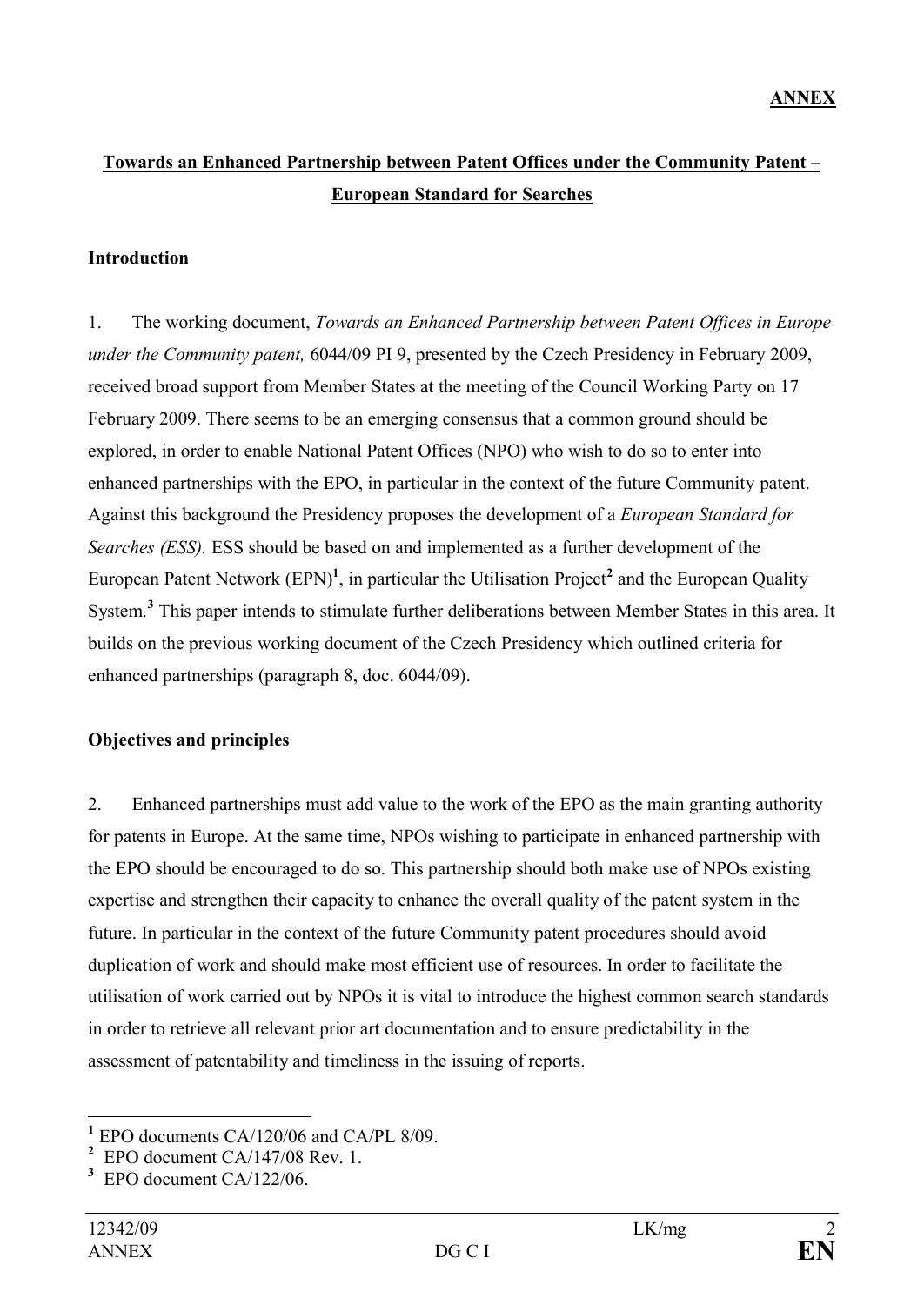**ANNEX**

**Towards an Enhanced Partnership between Patent Offices under the Community Patent – European Standard for Searches**

**Introduction**

1. The working document, *Towards an Enhanced Partnership between Patent Offices in Europe under the Community patent,* 6044/09 PI 9, presented by the Czech Presidency in February 2009, received broad support from Member States at the meeting of the Council Working Party on 17 February 2009. There seems to be an emerging consensus that a common ground should be explored, in order to enable National Patent Offices (NPO) who wish to do so to enter into enhanced partnerships with the EPO, in particular in the context of the future Community patent. Against this background the Presidency proposes the development of a *European Standard for Searches (ESS).* ESS should be based on and implemented as a further development of the European Patent Network (EPN)[1], in particular the Utilisation Project[2] and the European Quality System.[3] This paper intends to stimulate further deliberations between Member States in this area. It builds on the previous working document of the Czech Presidency which outlined criteria for enhanced partnerships (paragraph 8, doc. 6044/09).

**Objectives and principles**

2. Enhanced partnerships must add value to the work of the EPO as the main granting authority for patents in Europe. At the same time, NPOs wishing to participate in enhanced partnership with the EPO should be encouraged to do so. This partnership should both make use of NPOs existing expertise and strengthen their capacity to enhance the overall quality of the patent system in the future. In particular in the context of the future Community patent procedures should avoid duplication of work and should make most efficient use of resources. In order to facilitate the utilisation of work carried out by NPOs it is vital to introduce the highest common search standards in order to retrieve all relevant prior art documentation and to ensure predictability in the assessment of patentability and timeliness in the issuing of reports.

[1] EPO documents CA/120/06 and CA/PL 8/09.
[2] EPO document CA/147/08 Rev. 1.
[3] EPO document CA/122/06.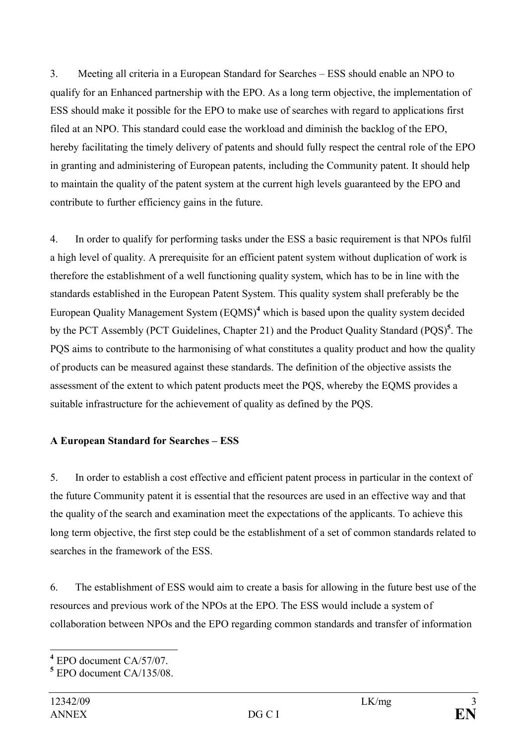3. Meeting all criteria in a European Standard for Searches – ESS should enable an NPO to qualify for an Enhanced partnership with the EPO. As a long term objective, the implementation of ESS should make it possible for the EPO to make use of searches with regard to applications first filed at an NPO. This standard could ease the workload and diminish the backlog of the EPO, hereby facilitating the timely delivery of patents and should fully respect the central role of the EPO in granting and administering of European patents, including the Community patent. It should help to maintain the quality of the patent system at the current high levels guaranteed by the EPO and contribute to further efficiency gains in the future.

4. In order to qualify for performing tasks under the ESS a basic requirement is that NPOs fulfil a high level of quality. A prerequisite for an efficient patent system without duplication of work is therefore the establishment of a well functioning quality system, which has to be in line with the standards established in the European Patent System. This quality system shall preferably be the European Quality Management System (EQMS)[4] which is based upon the quality system decided by the PCT Assembly (PCT Guidelines, Chapter 21) and the Product Quality Standard (PQS)[5]. The PQS aims to contribute to the harmonising of what constitutes a quality product and how the quality of products can be measured against these standards. The definition of the objective assists the assessment of the extent to which patent products meet the PQS, whereby the EQMS provides a suitable infrastructure for the achievement of quality as defined by the PQS.

**A European Standard for Searches – ESS**

5. In order to establish a cost effective and efficient patent process in particular in the context of the future Community patent it is essential that the resources are used in an effective way and that the quality of the search and examination meet the expectations of the applicants. To achieve this long term objective, the first step could be the establishment of a set of common standards related to searches in the framework of the ESS.

6. The establishment of ESS would aim to create a basis for allowing in the future best use of the resources and previous work of the NPOs at the EPO. The ESS would include a system of collaboration between NPOs and the EPO regarding common standards and transfer of information

---

[4] EPO document CA/57/07.

[5] EPO document CA/135/08.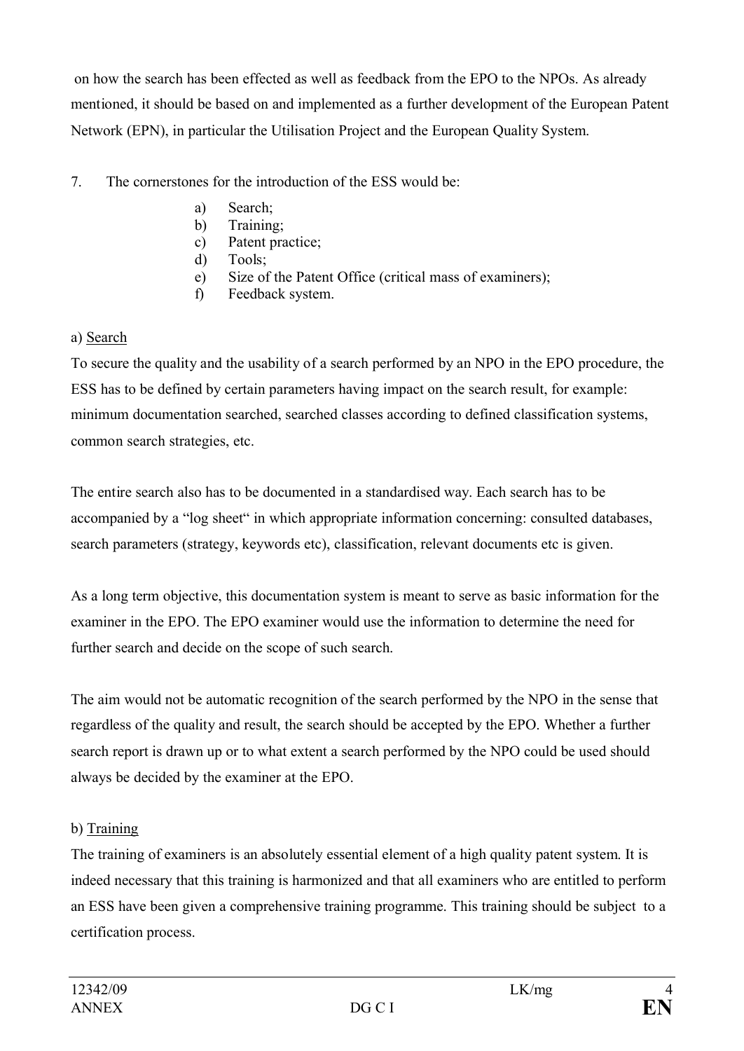on how the search has been effected as well as feedback from the EPO to the NPOs. As already mentioned, it should be based on and implemented as a further development of the European Patent Network (EPN), in particular the Utilisation Project and the European Quality System.

7. The cornerstones for the introduction of the ESS would be:

   a) Search;
   b) Training;
   c) Patent practice;
   d) Tools;
   e) Size of the Patent Office (critical mass of examiners);
   f) Feedback system.

a) Search

To secure the quality and the usability of a search performed by an NPO in the EPO procedure, the ESS has to be defined by certain parameters having impact on the search result, for example: minimum documentation searched, searched classes according to defined classification systems, common search strategies, etc.

The entire search also has to be documented in a standardised way. Each search has to be accompanied by a "log sheet" in which appropriate information concerning: consulted databases, search parameters (strategy, keywords etc), classification, relevant documents etc is given.

As a long term objective, this documentation system is meant to serve as basic information for the examiner in the EPO. The EPO examiner would use the information to determine the need for further search and decide on the scope of such search.

The aim would not be automatic recognition of the search performed by the NPO in the sense that regardless of the quality and result, the search should be accepted by the EPO. Whether a further search report is drawn up or to what extent a search performed by the NPO could be used should always be decided by the examiner at the EPO.

b) Training

The training of examiners is an absolutely essential element of a high quality patent system. It is indeed necessary that this training is harmonized and that all examiners who are entitled to perform an ESS have been given a comprehensive training programme. This training should be subject to a certification process.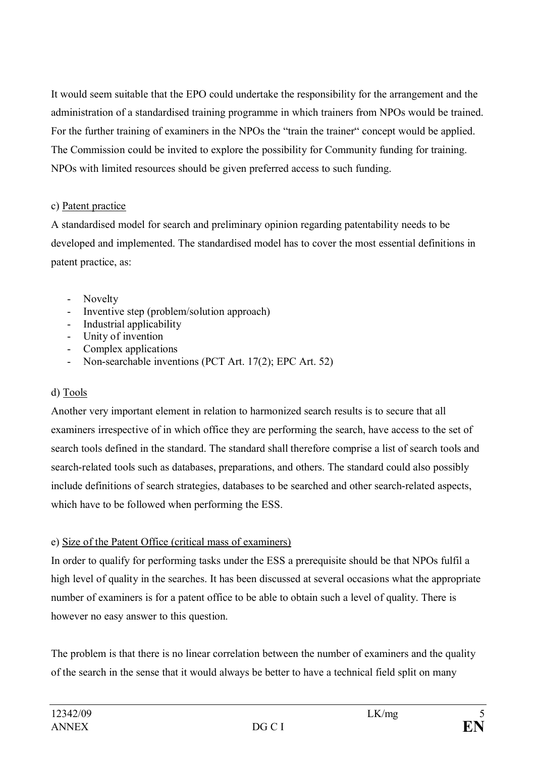It would seem suitable that the EPO could undertake the responsibility for the arrangement and the administration of a standardised training programme in which trainers from NPOs would be trained. For the further training of examiners in the NPOs the "train the trainer" concept would be applied. The Commission could be invited to explore the possibility for Community funding for training. NPOs with limited resources should be given preferred access to such funding.

c) Patent practice

A standardised model for search and preliminary opinion regarding patentability needs to be developed and implemented. The standardised model has to cover the most essential definitions in patent practice, as:

- Novelty
- Inventive step (problem/solution approach)
- Industrial applicability
- Unity of invention
- Complex applications
- Non-searchable inventions (PCT Art. 17(2); EPC Art. 52)

d) Tools

Another very important element in relation to harmonized search results is to secure that all examiners irrespective of in which office they are performing the search, have access to the set of search tools defined in the standard. The standard shall therefore comprise a list of search tools and search-related tools such as databases, preparations, and others. The standard could also possibly include definitions of search strategies, databases to be searched and other search-related aspects, which have to be followed when performing the ESS.

e) Size of the Patent Office (critical mass of examiners)

In order to qualify for performing tasks under the ESS a prerequisite should be that NPOs fulfil a high level of quality in the searches. It has been discussed at several occasions what the appropriate number of examiners is for a patent office to be able to obtain such a level of quality. There is however no easy answer to this question.

The problem is that there is no linear correlation between the number of examiners and the quality of the search in the sense that it would always be better to have a technical field split on many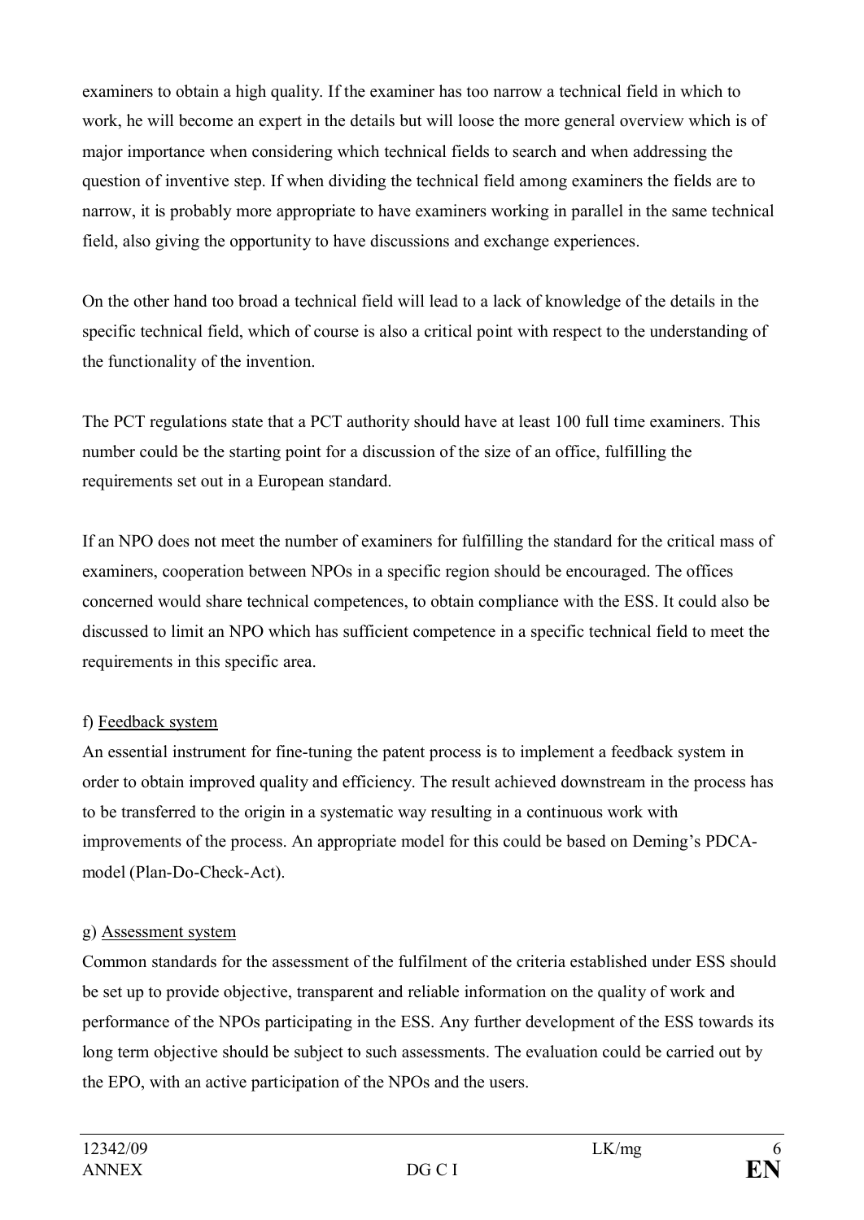examiners to obtain a high quality. If the examiner has too narrow a technical field in which to work, he will become an expert in the details but will loose the more general overview which is of major importance when considering which technical fields to search and when addressing the question of inventive step. If when dividing the technical field among examiners the fields are to narrow, it is probably more appropriate to have examiners working in parallel in the same technical field, also giving the opportunity to have discussions and exchange experiences.

On the other hand too broad a technical field will lead to a lack of knowledge of the details in the specific technical field, which of course is also a critical point with respect to the understanding of the functionality of the invention.

The PCT regulations state that a PCT authority should have at least 100 full time examiners. This number could be the starting point for a discussion of the size of an office, fulfilling the requirements set out in a European standard.

If an NPO does not meet the number of examiners for fulfilling the standard for the critical mass of examiners, cooperation between NPOs in a specific region should be encouraged. The offices concerned would share technical competences, to obtain compliance with the ESS. It could also be discussed to limit an NPO which has sufficient competence in a specific technical field to meet the requirements in this specific area.

f) Feedback system

An essential instrument for fine-tuning the patent process is to implement a feedback system in order to obtain improved quality and efficiency. The result achieved downstream in the process has to be transferred to the origin in a systematic way resulting in a continuous work with improvements of the process. An appropriate model for this could be based on Deming's PDCA-model (Plan-Do-Check-Act).

g) Assessment system

Common standards for the assessment of the fulfilment of the criteria established under ESS should be set up to provide objective, transparent and reliable information on the quality of work and performance of the NPOs participating in the ESS. Any further development of the ESS towards its long term objective should be subject to such assessments. The evaluation could be carried out by the EPO, with an active participation of the NPOs and the users.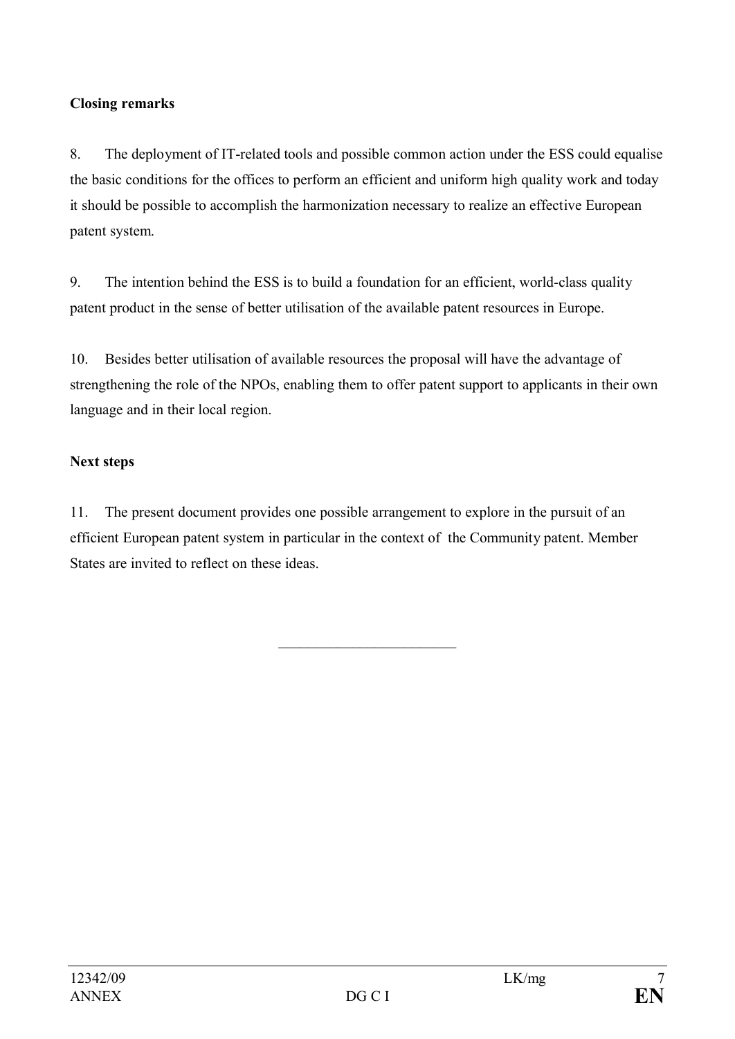**Closing remarks**

8. The deployment of IT-related tools and possible common action under the ESS could equalise the basic conditions for the offices to perform an efficient and uniform high quality work and today it should be possible to accomplish the harmonization necessary to realize an effective European patent system.

9. The intention behind the ESS is to build a foundation for an efficient, world-class quality patent product in the sense of better utilisation of the available patent resources in Europe.

10. Besides better utilisation of available resources the proposal will have the advantage of strengthening the role of the NPOs, enabling them to offer patent support to applicants in their own language and in their local region.

**Next steps**

11. The present document provides one possible arrangement to explore in the pursuit of an efficient European patent system in particular in the context of the Community patent. Member States are invited to reflect on these ideas.

---